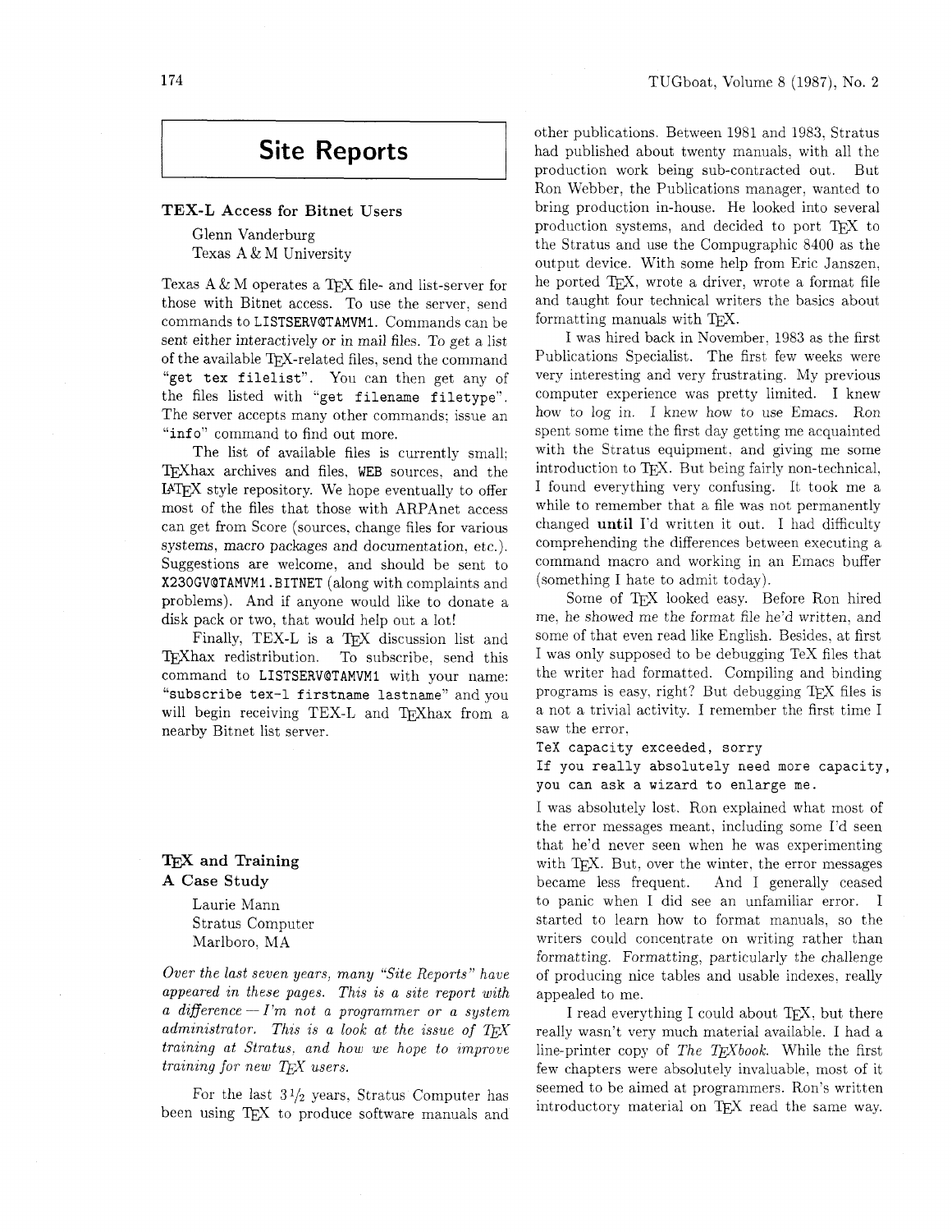# Site Reports

## TEX-L Access for Bitnet Users

Glenn Vanderburg
Texas A & M University

Texas A & M operates a TeX file- and list-server for those with Bitnet access. To use the server, send commands to `LISTSERV@TAMVM1`. Commands can be sent either interactively or in mail files. To get a list of the available TeX-related files, send the command "`get tex filelist`". You can then get any of the files listed with "`get filename filetype`". The server accepts many other commands; issue an "`info`" command to find out more.

The list of available files is currently small; TeXhax archives and files, WEB sources, and the LaTeX style repository. We hope eventually to offer most of the files that those with ARPAnet access can get from Score (sources, change files for various systems, macro packages and documentation, etc.). Suggestions are welcome, and should be sent to `X230GV@TAMVM1.BITNET` (along with complaints and problems). And if anyone would like to donate a disk pack or two, that would help out a lot!

Finally, TEX-L is a TeX discussion list and TeXhax redistribution. To subscribe, send this command to `LISTSERV@TAMVM1` with your name: "`subscribe tex-l firstname lastname`" and you will begin receiving TEX-L and TeXhax from a nearby Bitnet list server.

## TeX and Training A Case Study

Laurie Mann
Stratus Computer
Marlboro, MA

*Over the last seven years, many "Site Reports" have appeared in these pages. This is a site report with a difference — I'm not a programmer or a system administrator. This is a look at the issue of TeX training at Stratus, and how we hope to improve training for new TeX users.*

For the last 3½ years, Stratus Computer has been using TeX to produce software manuals and other publications. Between 1981 and 1983, Stratus had published about twenty manuals, with all the production work being sub-contracted out. But Ron Webber, the Publications manager, wanted to bring production in-house. He looked into several production systems, and decided to port TeX to the Stratus and use the Compugraphic 8400 as the output device. With some help from Eric Janszen, he ported TeX, wrote a driver, wrote a format file and taught four technical writers the basics about formatting manuals with TeX.

I was hired back in November, 1983 as the first Publications Specialist. The first few weeks were very interesting and very frustrating. My previous computer experience was pretty limited. I knew how to log in. I knew how to use Emacs. Ron spent some time the first day getting me acquainted with the Stratus equipment, and giving me some introduction to TeX. But being fairly non-technical, I found everything very confusing. It took me a while to remember that a file was not permanently changed **until** I'd written it out. I had difficulty comprehending the differences between executing a command macro and working in an Emacs buffer (something I hate to admit today).

Some of TeX looked easy. Before Ron hired me, he showed me the format file he'd written, and some of that even read like English. Besides, at first I was only supposed to be debugging TeX files that the writer had formatted. Compiling and binding programs is easy, right? But debugging TeX files is a not a trivial activity. I remember the first time I saw the error,

```
TeX capacity exceeded, sorry
If you really absolutely need more capacity,
you can ask a wizard to enlarge me.
```

I was absolutely lost. Ron explained what most of the error messages meant, including some I'd seen that he'd never seen when he was experimenting with TeX. But, over the winter, the error messages became less frequent. And I generally ceased to panic when I did see an unfamiliar error. I started to learn how to format manuals, so the writers could concentrate on writing rather than formatting. Formatting, particularly the challenge of producing nice tables and usable indexes, really appealed to me.

I read everything I could about TeX, but there really wasn't very much material available. I had a line-printer copy of *The TeXbook*. While the first few chapters were absolutely invaluable, most of it seemed to be aimed at programmers. Ron's written introductory material on TeX read the same way.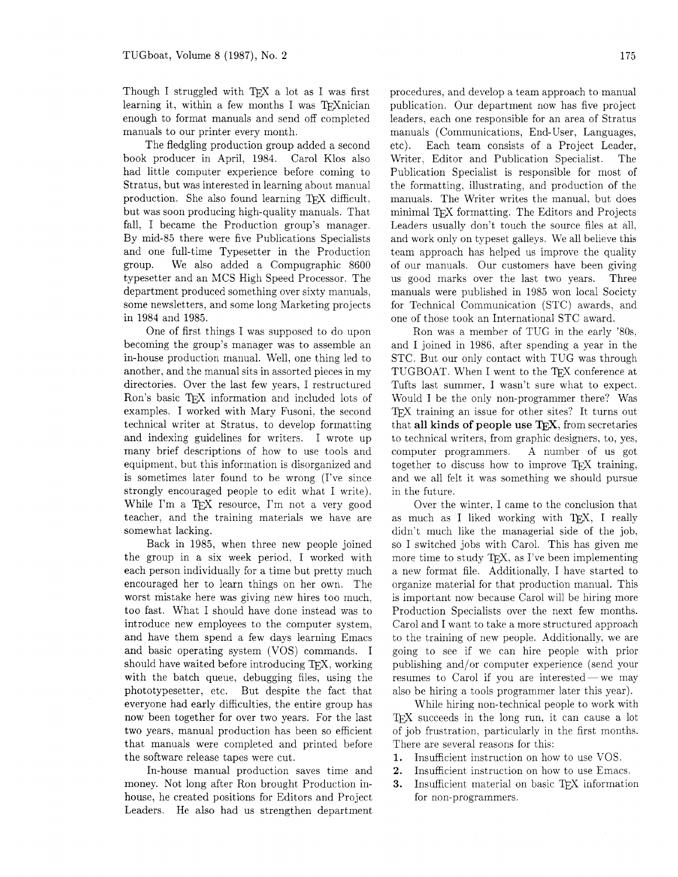Though I struggled with TeX a lot as I was first learning it, within a few months I was TeXnician enough to format manuals and send off completed manuals to our printer every month.

The fledgling production group added a second book producer in April, 1984. Carol Klos also had little computer experience before coming to Stratus, but was interested in learning about manual production. She also found learning TeX difficult, but was soon producing high-quality manuals. That fall, I became the Production group's manager. By mid-85 there were five Publications Specialists and one full-time Typesetter in the Production group. We also added a Compugraphic 8600 typesetter and an MCS High Speed Processor. The department produced something over sixty manuals, some newsletters, and some long Marketing projects in 1984 and 1985.

One of first things I was supposed to do upon becoming the group's manager was to assemble an in-house production manual. Well, one thing led to another, and the manual sits in assorted pieces in my directories. Over the last few years, I restructured Ron's basic TeX information and included lots of examples. I worked with Mary Fusoni, the second technical writer at Stratus, to develop formatting and indexing guidelines for writers. I wrote up many brief descriptions of how to use tools and equipment, but this information is disorganized and is sometimes later found to be wrong (I've since strongly encouraged people to edit what I write). While I'm a TeX resource, I'm not a very good teacher, and the training materials we have are somewhat lacking.

Back in 1985, when three new people joined the group in a six week period, I worked with each person individually for a time but pretty much encouraged her to learn things on her own. The worst mistake here was giving new hires too much, too fast. What I should have done instead was to introduce new employees to the computer system, and have them spend a few days learning Emacs and basic operating system (VOS) commands. I should have waited before introducing TeX, working with the batch queue, debugging files, using the phototypesetter, etc. But despite the fact that everyone had early difficulties, the entire group has now been together for over two years. For the last two years, manual production has been so efficient that manuals were completed and printed before the software release tapes were cut.

In-house manual production saves time and money. Not long after Ron brought Production in-house, he created positions for Editors and Project Leaders. He also had us strengthen department procedures, and develop a team approach to manual publication. Our department now has five project leaders, each one responsible for an area of Stratus manuals (Communications, End-User, Languages, etc). Each team consists of a Project Leader, Writer, Editor and Publication Specialist. The Publication Specialist is responsible for most of the formatting, illustrating, and production of the manuals. The Writer writes the manual, but does minimal TeX formatting. The Editors and Projects Leaders usually don't touch the source files at all, and work only on typeset galleys. We all believe this team approach has helped us improve the quality of our manuals. Our customers have been giving us good marks over the last two years. Three manuals were published in 1985 won local Society for Technical Communication (STC) awards, and one of those took an International STC award.

Ron was a member of TUG in the early '80s, and I joined in 1986, after spending a year in the STC. But our only contact with TUG was through TUGBOAT. When I went to the TeX conference at Tufts last summer, I wasn't sure what to expect. Would I be the only non-programmer there? Was TeX training an issue for other sites? It turns out that **all kinds of people use TeX**, from secretaries to technical writers, from graphic designers, to, yes, computer programmers. A number of us got together to discuss how to improve TeX training, and we all felt it was something we should pursue in the future.

Over the winter, I came to the conclusion that as much as I liked working with TeX, I really didn't much like the managerial side of the job, so I switched jobs with Carol. This has given me more time to study TeX, as I've been implementing a new format file. Additionally, I have started to organize material for that production manual. This is important now because Carol will be hiring more Production Specialists over the next few months. Carol and I want to take a more structured approach to the training of new people. Additionally, we are going to see if we can hire people with prior publishing and/or computer experience (send your resumes to Carol if you are interested — we may also be hiring a tools programmer later this year).

While hiring non-technical people to work with TeX succeeds in the long run, it can cause a lot of job frustration, particularly in the first months. There are several reasons for this:

1. Insufficient instruction on how to use VOS.
2. Insufficient instruction on how to use Emacs.
3. Insufficient material on basic TeX information for non-programmers.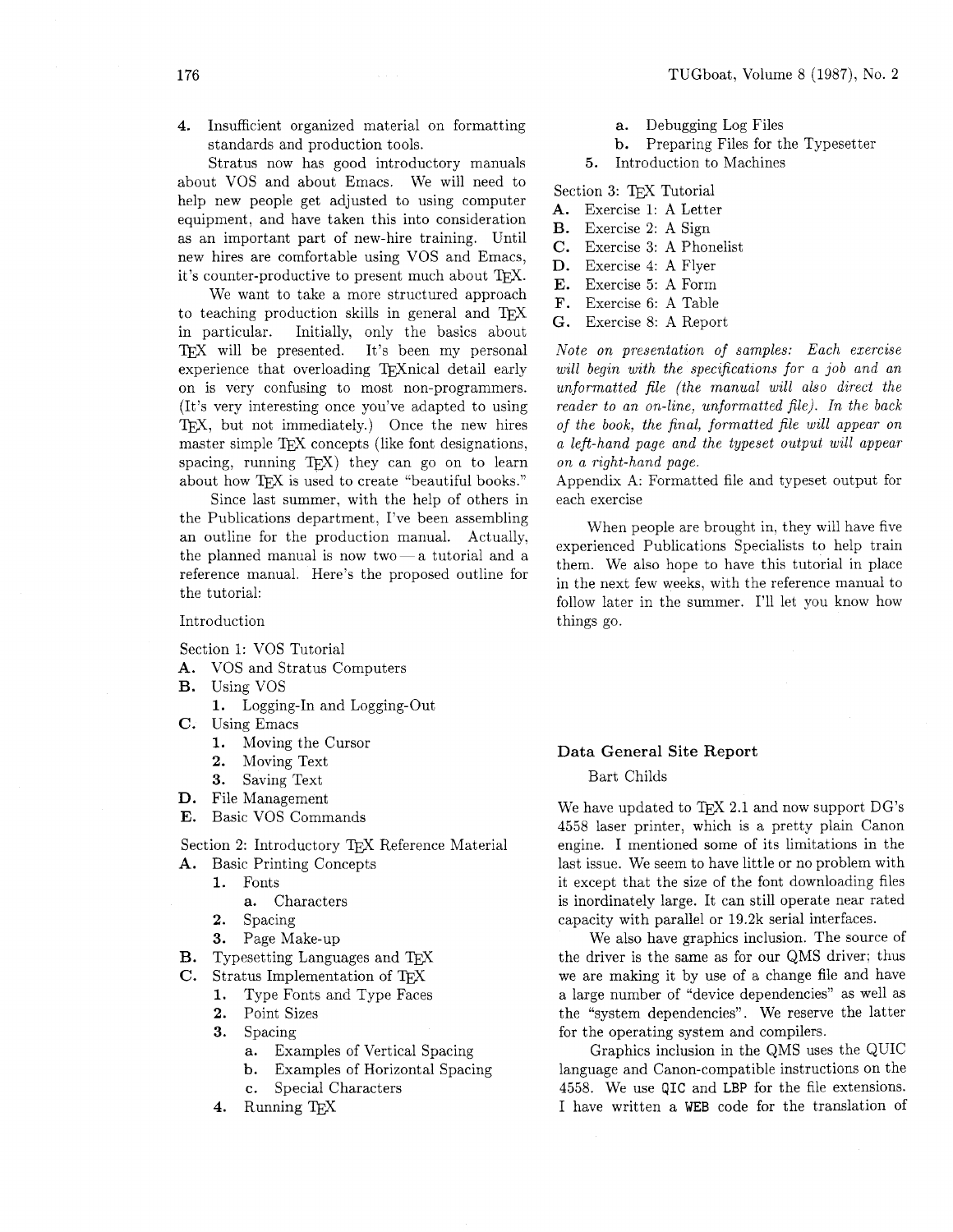4. Insufficient organized material on formatting standards and production tools.

Stratus now has good introductory manuals about VOS and about Emacs. We will need to help new people get adjusted to using computer equipment, and have taken this into consideration as an important part of new-hire training. Until new hires are comfortable using VOS and Emacs, it's counter-productive to present much about TEX.

We want to take a more structured approach to teaching production skills in general and TEX in particular. Initially, only the basics about TEX will be presented. It's been my personal experience that overloading TEXnical detail early on is very confusing to most non-programmers. (It's very interesting once you've adapted to using TEX, but not immediately.) Once the new hires master simple TEX concepts (like font designations, spacing, running TEX) they can go on to learn about how TEX is used to create "beautiful books."

Since last summer, with the help of others in the Publications department, I've been assembling an outline for the production manual. Actually, the planned manual is now two — a tutorial and a reference manual. Here's the proposed outline for the tutorial:

Introduction

Section 1: VOS Tutorial

- **A.** VOS and Stratus Computers
- **B.** Using VOS
  - **1.** Logging-In and Logging-Out
- **C.** Using Emacs
  - **1.** Moving the Cursor
  - **2.** Moving Text
  - **3.** Saving Text
- **D.** File Management
- **E.** Basic VOS Commands

Section 2: Introductory TEX Reference Material

- **A.** Basic Printing Concepts
  - **1.** Fonts
    - **a.** Characters
  - **2.** Spacing
  - **3.** Page Make-up
- **B.** Typesetting Languages and TEX
- **C.** Stratus Implementation of TEX
  - **1.** Type Fonts and Type Faces
  - **2.** Point Sizes
  - **3.** Spacing
    - **a.** Examples of Vertical Spacing
    - **b.** Examples of Horizontal Spacing
    - **c.** Special Characters
  - **4.** Running TEX
    - **a.** Debugging Log Files
    - **b.** Preparing Files for the Typesetter
  - **5.** Introduction to Machines

Section 3: TEX Tutorial

- **A.** Exercise 1: A Letter
- **B.** Exercise 2: A Sign
- **C.** Exercise 3: A Phonelist
- **D.** Exercise 4: A Flyer
- **E.** Exercise 5: A Form
- **F.** Exercise 6: A Table
- **G.** Exercise 8: A Report

*Note on presentation of samples: Each exercise will begin with the specifications for a job and an unformatted file (the manual will also direct the reader to an on-line, unformatted file). In the back of the book, the final, formatted file will appear on a left-hand page and the typeset output will appear on a right-hand page.*

Appendix A: Formatted file and typeset output for each exercise

When people are brought in, they will have five experienced Publications Specialists to help train them. We also hope to have this tutorial in place in the next few weeks, with the reference manual to follow later in the summer. I'll let you know how things go.

## Data General Site Report

Bart Childs

We have updated to TEX 2.1 and now support DG's 4558 laser printer, which is a pretty plain Canon engine. I mentioned some of its limitations in the last issue. We seem to have little or no problem with it except that the size of the font downloading files is inordinately large. It can still operate near rated capacity with parallel or 19.2k serial interfaces.

We also have graphics inclusion. The source of the driver is the same as for our QMS driver; thus we are making it by use of a change file and have a large number of "device dependencies" as well as the "system dependencies". We reserve the latter for the operating system and compilers.

Graphics inclusion in the QMS uses the QUIC language and Canon-compatible instructions on the 4558. We use `QIC` and `LBP` for the file extensions. I have written a `WEB` code for the translation of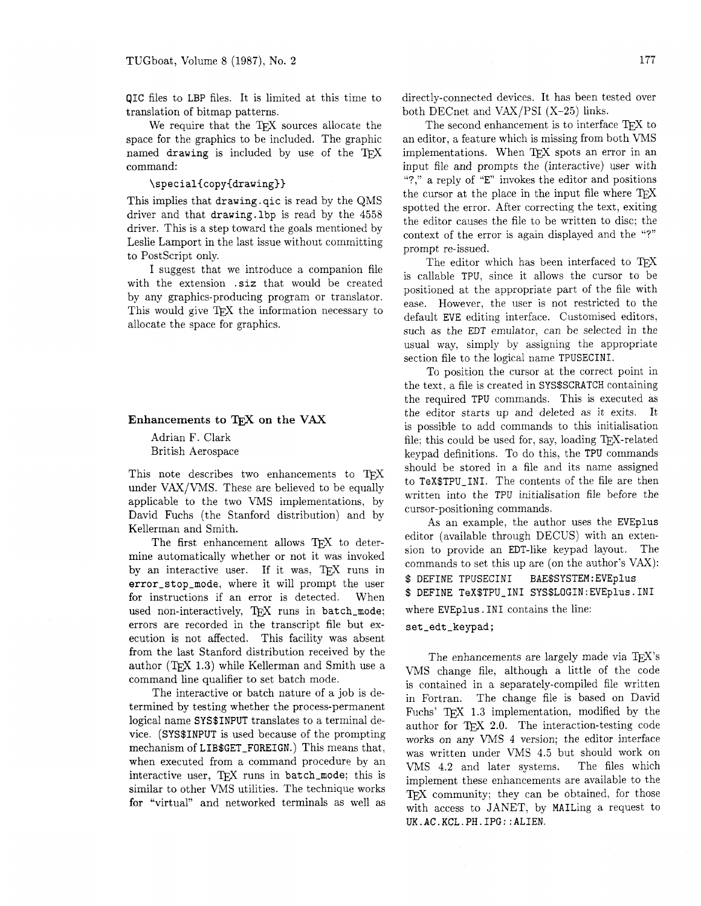QIC files to LBP files. It is limited at this time to translation of bitmap patterns.

We require that the TeX sources allocate the space for the graphics to be included. The graphic named drawing is included by use of the TeX command:

```
\special{copy{drawing}}
```

This implies that drawing.qic is read by the QMS driver and that drawing.lbp is read by the 4558 driver. This is a step toward the goals mentioned by Leslie Lamport in the last issue without committing to PostScript only.

I suggest that we introduce a companion file with the extension .siz that would be created by any graphics-producing program or translator. This would give TeX the information necessary to allocate the space for graphics.

## Enhancements to TeX on the VAX

Adrian F. Clark
British Aerospace

This note describes two enhancements to TeX under VAX/VMS. These are believed to be equally applicable to the two VMS implementations, by David Fuchs (the Stanford distribution) and by Kellerman and Smith.

The first enhancement allows TeX to determine automatically whether or not it was invoked by an interactive user. If it was, TeX runs in error_stop_mode, where it will prompt the user for instructions if an error is detected. When used non-interactively, TeX runs in batch_mode; errors are recorded in the transcript file but execution is not affected. This facility was absent from the last Stanford distribution received by the author (TeX 1.3) while Kellerman and Smith use a command line qualifier to set batch mode.

The interactive or batch nature of a job is determined by testing whether the process-permanent logical name SYS$INPUT translates to a terminal device. (SYS$INPUT is used because of the prompting mechanism of LIB$GET_FOREIGN.) This means that, when executed from a command procedure by an interactive user, TeX runs in batch_mode; this is similar to other VMS utilities. The technique works for "virtual" and networked terminals as well as directly-connected devices. It has been tested over both DECnet and VAX/PSI (X-25) links.

The second enhancement is to interface TeX to an editor, a feature which is missing from both VMS implementations. When TeX spots an error in an input file and prompts the (interactive) user with "?," a reply of "E" invokes the editor and positions the cursor at the place in the input file where TeX spotted the error. After correcting the text, exiting the editor causes the file to be written to disc; the context of the error is again displayed and the "?" prompt re-issued.

The editor which has been interfaced to TeX is callable TPU, since it allows the cursor to be positioned at the appropriate part of the file with ease. However, the user is not restricted to the default EVE editing interface. Customised editors, such as the EDT emulator, can be selected in the usual way, simply by assigning the appropriate section file to the logical name TPUSECINI.

To position the cursor at the correct point in the text, a file is created in SYS$SCRATCH containing the required TPU commands. This is executed as the editor starts up and deleted as it exits. It is possible to add commands to this initialisation file; this could be used for, say, loading TeX-related keypad definitions. To do this, the TPU commands should be stored in a file and its name assigned to TeX$TPU_INI. The contents of the file are then written into the TPU initialisation file before the cursor-positioning commands.

As an example, the author uses the EVEplus editor (available through DECUS) with an extension to provide an EDT-like keypad layout. The commands to set this up are (on the author's VAX):

```
$ DEFINE TPUSECINI    BAE$SYSTEM:EVEplus
$ DEFINE TeX$TPU_INI  SYS$LOGIN:EVEplus.INI
```

where EVEplus.INI contains the line:

```
set_edt_keypad;
```

The enhancements are largely made via TeX's VMS change file, although a little of the code is contained in a separately-compiled file written in Fortran. The change file is based on David Fuchs' TeX 1.3 implementation, modified by the author for TeX 2.0. The interaction-testing code works on any VMS 4 version; the editor interface was written under VMS 4.5 but should work on VMS 4.2 and later systems. The files which implement these enhancements are available to the TeX community; they can be obtained, for those with access to JANET, by MAILing a request to UK.AC.KCL.PH.IPG::ALIEN.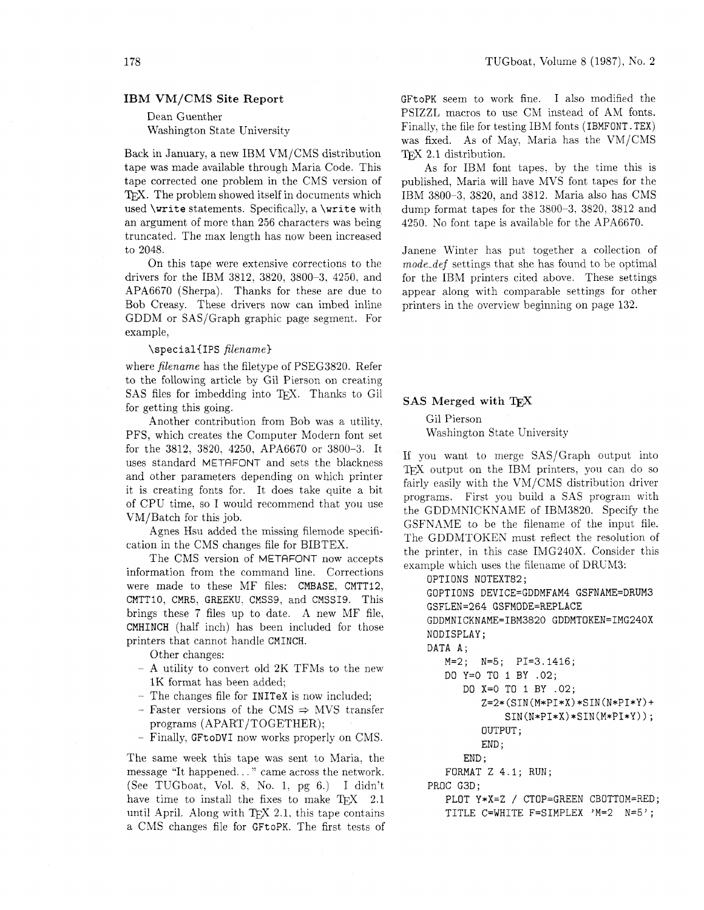## IBM VM/CMS Site Report

Dean Guenther
Washington State University

Back in January, a new IBM VM/CMS distribution tape was made available through Maria Code. This tape corrected one problem in the CMS version of TEX. The problem showed itself in documents which used `\write` statements. Specifically, a `\write` with an argument of more than 256 characters was being truncated. The max length has now been increased to 2048.

On this tape were extensive corrections to the drivers for the IBM 3812, 3820, 3800–3, 4250, and APA6670 (Sherpa). Thanks for these are due to Bob Creasy. These drivers now can imbed inline GDDM or SAS/Graph graphic page segment. For example,

`\special{IPS` *filename*`}`

where *filename* has the filetype of PSEG3820. Refer to the following article by Gil Pierson on creating SAS files for imbedding into TEX. Thanks to Gil for getting this going.

Another contribution from Bob was a utility, PFS, which creates the Computer Modern font set for the 3812, 3820, 4250, APA6670 or 3800–3. It uses standard METAFONT and sets the blackness and other parameters depending on which printer it is creating fonts for. It does take quite a bit of CPU time, so I would recommend that you use VM/Batch for this job.

Agnes Hsu added the missing filemode specification in the CMS changes file for BIBTEX.

The CMS version of METAFONT now accepts information from the command line. Corrections were made to these MF files: CMBASE, CMTT12, CMTT10, CMR5, GREEKU, CMSS9, and CMSSI9. This brings these 7 files up to date. A new MF file, CMHINCH (half inch) has been included for those printers that cannot handle CMINCH.

Other changes:

- A utility to convert old 2K TFMs to the new 1K format has been added;
- The changes file for INITeX is now included;
- Faster versions of the CMS ⇒ MVS transfer programs (APART/TOGETHER);
- Finally, GFtoDVI now works properly on CMS.

The same week this tape was sent to Maria, the message "It happened..." came across the network. (See TUGboat, Vol. 8, No. 1, pg 6.) I didn't have time to install the fixes to make TEX 2.1 until April. Along with TEX 2.1, this tape contains a CMS changes file for GFtoPK. The first tests of GFtoPK seem to work fine. I also modified the PSIZZL macros to use CM instead of AM fonts. Finally, the file for testing IBM fonts (IBMFONT.TEX) was fixed. As of May, Maria has the VM/CMS TEX 2.1 distribution.

As for IBM font tapes, by the time this is published, Maria will have MVS font tapes for the IBM 3800–3, 3820, and 3812. Maria also has CMS dump format tapes for the 3800–3, 3820, 3812 and 4250. No font tape is available for the APA6670.

Janene Winter has put together a collection of *mode_def* settings that she has found to be optimal for the IBM printers cited above. These settings appear along with comparable settings for other printers in the overview beginning on page 132.

## SAS Merged with TEX

Gil Pierson
Washington State University

If you want to merge SAS/Graph output into TEX output on the IBM printers, you can do so fairly easily with the VM/CMS distribution driver programs. First you build a SAS program with the GDDMNICKNAME of IBM3820. Specify the GSFNAME to be the filename of the input file. The GDDMTOKEN must reflect the resolution of the printer, in this case IMG240X. Consider this example which uses the filename of DRUM3:

```
OPTIONS NOTEXT82;
GOPTIONS DEVICE=GDDMFAM4 GSFNAME=DRUM3
GSFLEN=264 GSFMODE=REPLACE
GDDMNICKNAME=IBM3820 GDDMTOKEN=IMG240X
NODISPLAY;
DATA A;
   M=2;  N=5;  PI=3.1416;
   DO Y=0 TO 1 BY .02;
      DO X=0 TO 1 BY .02;
         Z=2*(SIN(M*PI*X)*SIN(N*PI*Y)+
             SIN(N*PI*X)*SIN(M*PI*Y));
         OUTPUT;
         END;
      END;
   FORMAT Z 4.1; RUN;
PROC G3D;
   PLOT Y*X=Z / CTOP=GREEN CBOTTOM=RED;
   TITLE C=WHITE F=SIMPLEX 'M=2  N=5';
```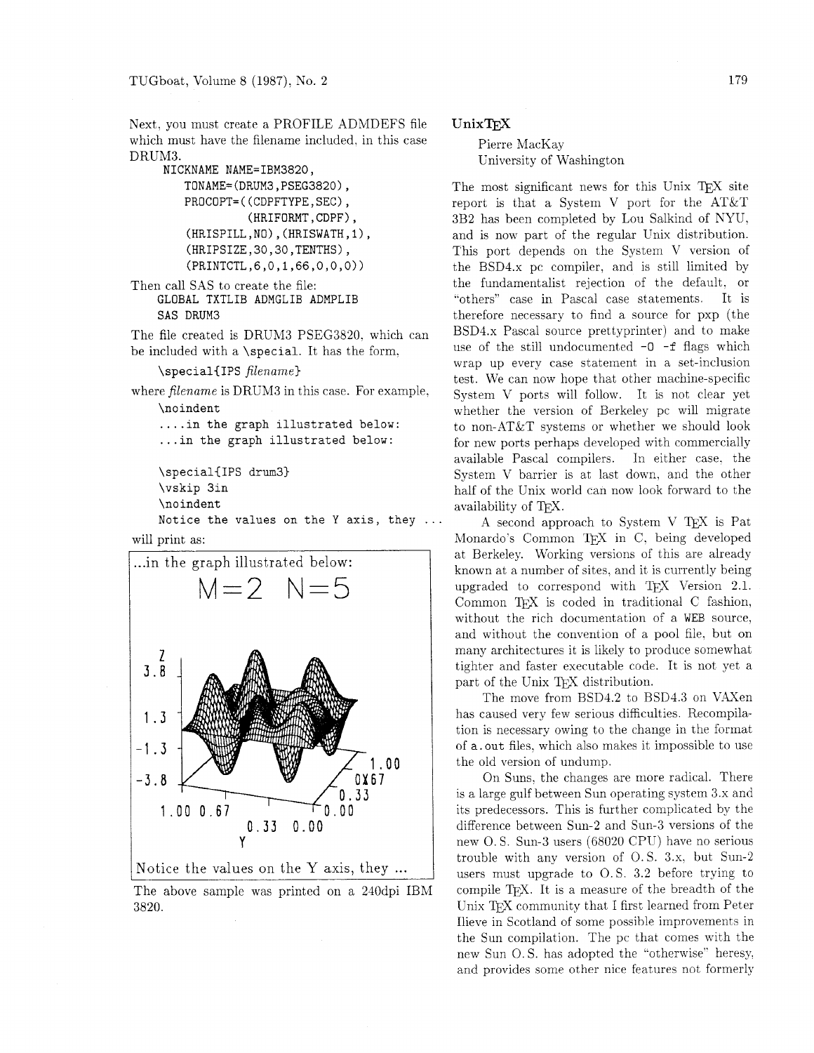Next, you must create a PROFILE ADMDEFS file which must have the filename included, in this case DRUM3.

```
NICKNAME NAME=IBM3820,
    TONAME=(DRUM3,PSEG3820),
    PROCOPT=((CDPFTYPE,SEC),
            (HRIFORMT,CDPF),
    (HRISPILL,NO),(HRISWATH,1),
    (HRIPSIZE,30,30,TENTHS),
    (PRINTCTL,6,0,1,66,0,0,0))
```

Then call SAS to create the file:

```
GLOBAL TXTLIB ADMGLIB ADMPLIB
SAS DRUM3
```

The file created is DRUM3 PSEG3820, which can be included with a `\special`. It has the form,

`\special{IPS` *filename*`}`

where *filename* is DRUM3 in this case. For example,

```
\noindent
....in the graph illustrated below:
...in the graph illustrated below:

\special{IPS drum3}
\vskip 3in
\noindent
Notice the values on the Y axis, they ...
```

will print as:

...in the graph illustrated below:

M=2 N=5

Notice the values on the Y axis, they ...

The above sample was printed on a 240dpi IBM 3820.

## UnixTEX

Pierre MacKay
University of Washington

The most significant news for this Unix TEX site report is that a System V port for the AT&T 3B2 has been completed by Lou Salkind of NYU, and is now part of the regular Unix distribution. This port depends on the System V version of the BSD4.x pc compiler, and is still limited by the fundamentalist rejection of the default, or "others" case in Pascal case statements. It is therefore necessary to find a source for pxp (the BSD4.x Pascal source prettyprinter) and to make use of the still undocumented `-O -f` flags which wrap up every case statement in a set-inclusion test. We can now hope that other machine-specific System V ports will follow. It is not clear yet whether the version of Berkeley pc will migrate to non-AT&T systems or whether we should look for new ports perhaps developed with commercially available Pascal compilers. In either case, the System V barrier is at last down, and the other half of the Unix world can now look forward to the availability of TEX.

A second approach to System V TEX is Pat Monardo's Common TEX in C, being developed at Berkeley. Working versions of this are already known at a number of sites, and it is currently being upgraded to correspond with TEX Version 2.1. Common TEX is coded in traditional C fashion, without the rich documentation of a WEB source, and without the convention of a pool file, but on many architectures it is likely to produce somewhat tighter and faster executable code. It is not yet a part of the Unix TEX distribution.

The move from BSD4.2 to BSD4.3 on VAXen has caused very few serious difficulties. Recompilation is necessary owing to the change in the format of `a.out` files, which also makes it impossible to use the old version of undump.

On Suns, the changes are more radical. There is a large gulf between Sun operating system 3.x and its predecessors. This is further complicated by the difference between Sun-2 and Sun-3 versions of the new O. S. Sun-3 users (68020 CPU) have no serious trouble with any version of O. S. 3.x, but Sun-2 users must upgrade to O. S. 3.2 before trying to compile TEX. It is a measure of the breadth of the Unix TEX community that I first learned from Peter Ilieve in Scotland of some possible improvements in the Sun compilation. The pc that comes with the new Sun O. S. has adopted the "otherwise" heresy, and provides some other nice features not formerly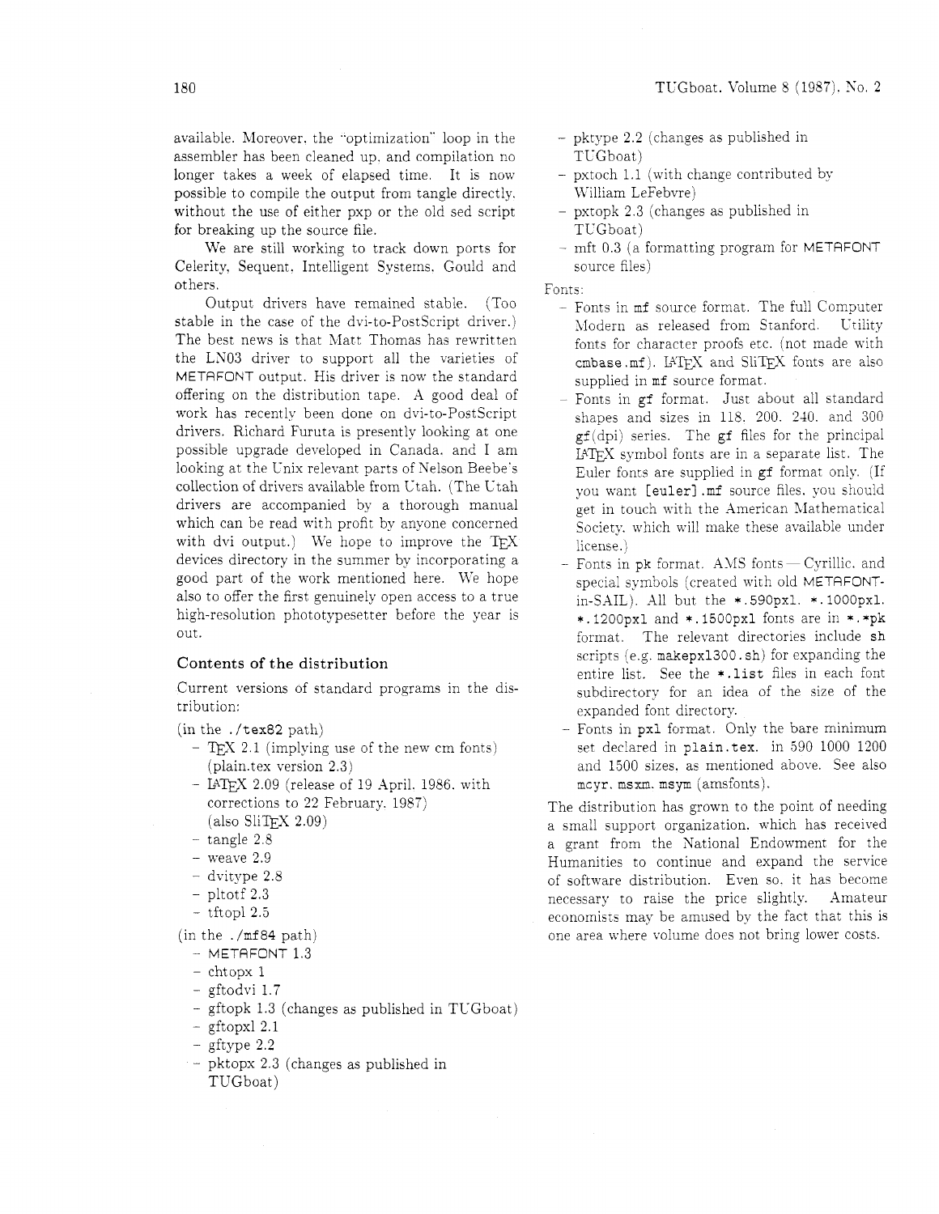available. Moreover, the "optimization" loop in the assembler has been cleaned up, and compilation no longer takes a week of elapsed time. It is now possible to compile the output from tangle directly, without the use of either pxp or the old sed script for breaking up the source file.

We are still working to track down ports for Celerity, Sequent, Intelligent Systems, Gould and others.

Output drivers have remained stable. (Too stable in the case of the dvi-to-PostScript driver.) The best news is that Matt Thomas has rewritten the LN03 driver to support all the varieties of METAFONT output. His driver is now the standard offering on the distribution tape. A good deal of work has recently been done on dvi-to-PostScript drivers. Richard Furuta is presently looking at one possible upgrade developed in Canada, and I am looking at the Unix relevant parts of Nelson Beebe's collection of drivers available from Utah. (The Utah drivers are accompanied by a thorough manual which can be read with profit by anyone concerned with dvi output.) We hope to improve the TeX devices directory in the summer by incorporating a good part of the work mentioned here. We hope also to offer the first genuinely open access to a true high-resolution phototypesetter before the year is out.

### Contents of the distribution

Current versions of standard programs in the distribution:

(in the `./tex82` path)

- TeX 2.1 (implying use of the new cm fonts) (plain.tex version 2.3)
- LaTeX 2.09 (release of 19 April, 1986, with corrections to 22 February, 1987) (also SliTeX 2.09)
- tangle 2.8
- weave 2.9
- dvitype 2.8
- pltotf 2.3
- tftopl 2.5

(in the `./mf84` path)

- METAFONT 1.3
- chtopx 1
- gftodvi 1.7
- gftopk 1.3 (changes as published in TUGboat)
- gftopxl 2.1
- gftype 2.2
- pktopx 2.3 (changes as published in TUGboat)
- pktype 2.2 (changes as published in TUGboat)
- pxtoch 1.1 (with change contributed by William LeFebvre)
- pxtopk 2.3 (changes as published in TUGboat)
- mft 0.3 (a formatting program for METAFONT source files)

Fonts:

- Fonts in `mf` source format. The full Computer Modern as released from Stanford. Utility fonts for character proofs etc. (not made with `cmbase.mf`). LaTeX and SliTeX fonts are also supplied in `mf` source format.
- Fonts in `gf` format. Just about all standard shapes and sizes in 118, 200, 240, and 300 `gf`(dpi) series. The `gf` files for the principal LaTeX symbol fonts are in a separate list. The Euler fonts are supplied in `gf` format only. (If you want `[euler].mf` source files, you should get in touch with the American Mathematical Society, which will make these available under license.)
- Fonts in `pk` format. AMS fonts — Cyrillic, and special symbols (created with old METAFONT-in-SAIL). All but the `*.590pxl`, `*.1000pxl`, `*.1200pxl` and `*.1500pxl` fonts are in `*.*pk` format. The relevant directories include `sh` scripts (e.g. `makepxl300.sh`) for expanding the entire list. See the `*.list` files in each font subdirectory for an idea of the size of the expanded font directory.
- Fonts in `pxl` format. Only the bare minimum set declared in `plain.tex`, in 590 1000 1200 and 1500 sizes, as mentioned above. See also `mcyr`, `msxm`, `msym` (amsfonts).

The distribution has grown to the point of needing a small support organization, which has received a grant from the National Endowment for the Humanities to continue and expand the service of software distribution. Even so, it has become necessary to raise the price slightly. Amateur economists may be amused by the fact that this is one area where volume does not bring lower costs.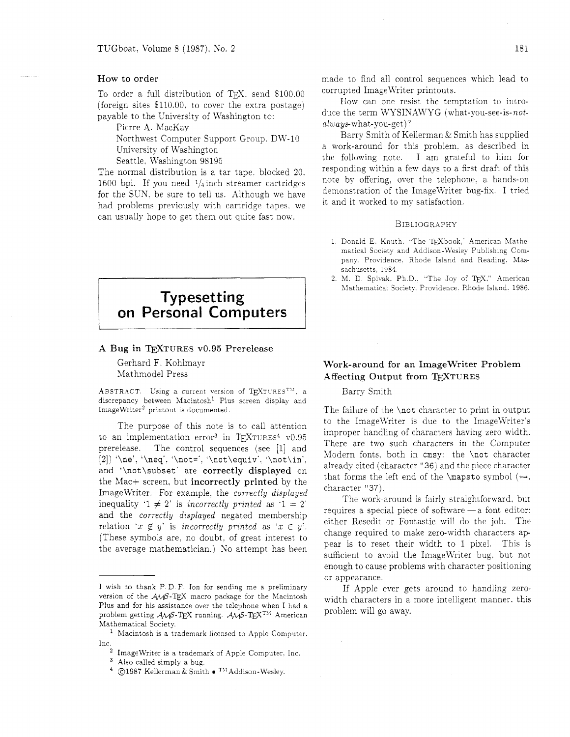### How to order

To order a full distribution of TeX, send \$100.00 (foreign sites \$110.00, to cover the extra postage) payable to the University of Washington to:

Pierre A. MacKay
Northwest Computer Support Group, DW-10
University of Washington
Seattle, Washington 98195

The normal distribution is a tar tape, blocked 20, 1600 bpi. If you need 1/4 inch streamer cartridges for the SUN, be sure to tell us. Although we have had problems previously with cartridge tapes, we can usually hope to get them out quite fast now.

# Typesetting on Personal Computers

## A Bug in TeXTURES v0.95 Prerelease

Gerhard F. Kohlmayr
Mathmodel Press

ABSTRACT. Using a current version of TeXTURES™, a discrepancy between Macintosh[1] Plus screen display and ImageWriter[2] printout is documented.

The purpose of this note is to call attention to an implementation error[3] in TeXTURES[4] v0.95 prerelease. The control sequences (see [1] and [2]) '\ne', '\neq', '\not=', '\not\equiv', '\not\in', and '\not\subset' are **correctly displayed** on the Mac+ screen, but **incorrectly printed** by the ImageWriter. For example, the *correctly displayed* inequality '$1 \neq 2$' is *incorrectly printed* as '$1 = 2$' and the *correctly displayed* negated membership relation '$x \notin y$' is *incorrectly printed* as '$x \in y$'. (These symbols are, no doubt, of great interest to the average mathematician.) No attempt has been made to find all control sequences which lead to corrupted ImageWriter printouts.

How can one resist the temptation to introduce the term WYSINAWYG (what-you-see-is-*not-always*-what-you-get)?

Barry Smith of Kellerman & Smith has supplied a work-around for this problem, as described in the following note. I am grateful to him for responding within a few days to a first draft of this note by offering, over the telephone, a hands-on demonstration of the ImageWriter bug-fix. I tried it and it worked to my satisfaction.

### Bibliography

1. Donald E. Knuth, "The TeXbook," American Mathematical Society and Addison-Wesley Publishing Company, Providence, Rhode Island and Reading, Massachusetts, 1984.
2. M. D. Spivak, Ph.D., "The Joy of TeX," American Mathematical Society, Providence, Rhode Island, 1986.

---

I wish to thank P. D. F. Ion for sending me a preliminary version of the AMS-TeX macro package for the Macintosh Plus and for his assistance over the telephone when I had a problem getting AMS-TeX running. AMS-TeX™ American Mathematical Society.

[1] Macintosh is a trademark licensed to Apple Computer, Inc.

[2] ImageWriter is a trademark of Apple Computer, Inc.

[3] Also called simply a bug.

[4] ©1987 Kellerman & Smith • ™Addison-Wesley.

## Work-around for an ImageWriter Problem Affecting Output from TeXTURES

Barry Smith

The failure of the `\not` character to print in output to the ImageWriter is due to the ImageWriter's improper handling of characters having zero width. There are two such characters in the Computer Modern fonts, both in `cmsy`: the `\not` character already cited (character "36) and the piece character that forms the left end of the `\mapsto` symbol ($\mapsto$, character "37).

The work-around is fairly straightforward, but requires a special piece of software — a font editor: either Resedit or Fontastic will do the job. The change required to make zero-width characters appear is to reset their width to 1 pixel. This is sufficient to avoid the ImageWriter bug, but not enough to cause problems with character positioning or appearance.

If Apple ever gets around to handling zero-width characters in a more intelligent manner, this problem will go away.